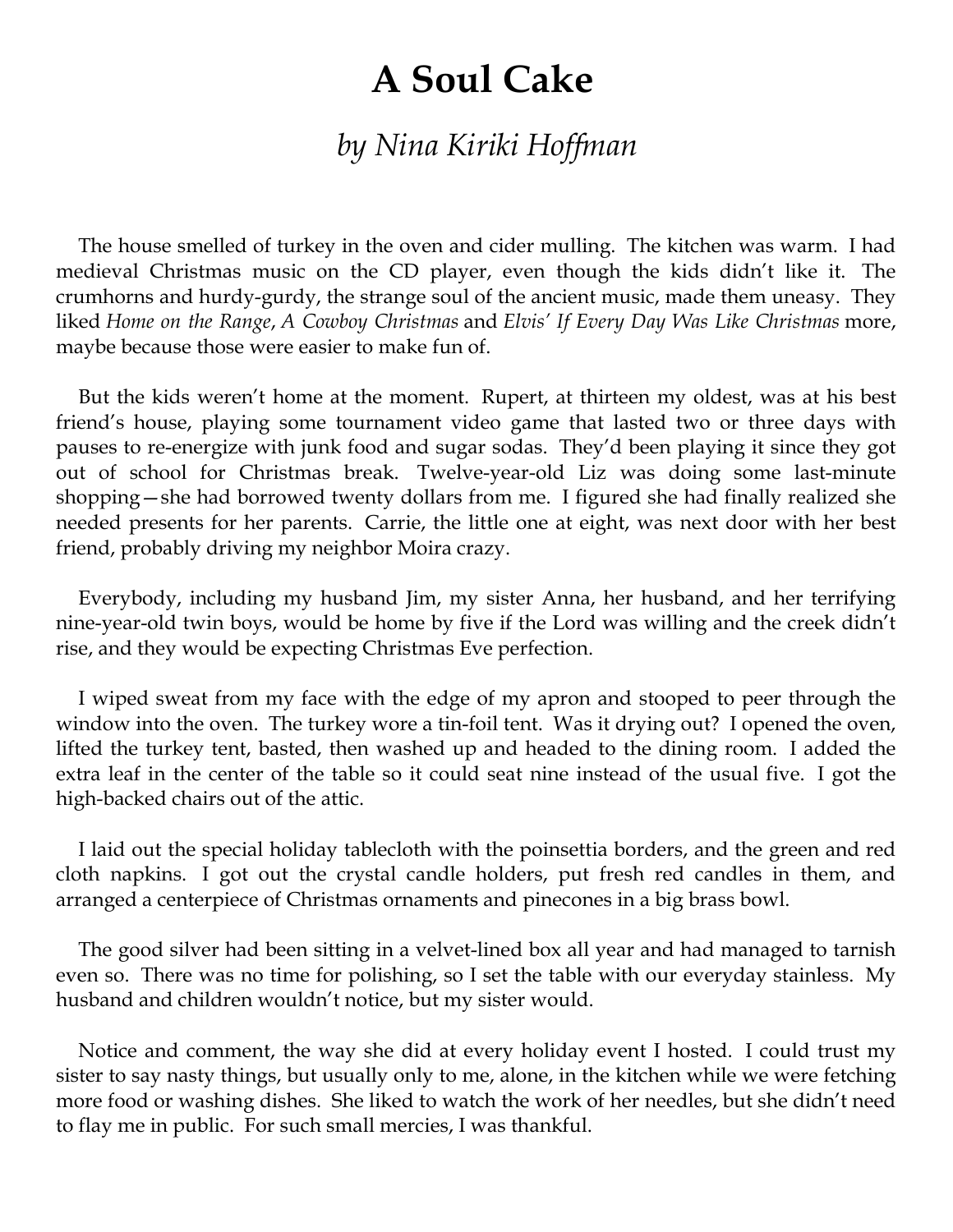# A Soul Cake

## *by Nina Kiriki Hoffman*

The house smelled of turkey in the oven and cider mulling. The kitchen was warm. I had medieval Christmas music on the CD player, even though the kids didn't like it. The crumhorns and hurdy-gurdy, the strange soul of the ancient music, made them uneasy. They liked *Home on the Range*, *A Cowboy Christmas* and *Elvis' If Every Day Was Like Christmas* more, maybe because those were easier to make fun of.

But the kids weren't home at the moment. Rupert, at thirteen my oldest, was at his best friend's house, playing some tournament video game that lasted two or three days with pauses to re-energize with junk food and sugar sodas. They'd been playing it since they got out of school for Christmas break. Twelve-year-old Liz was doing some last-minute shopping—she had borrowed twenty dollars from me. I figured she had finally realized she needed presents for her parents. Carrie, the little one at eight, was next door with her best friend, probably driving my neighbor Moira crazy.

Everybody, including my husband Jim, my sister Anna, her husband, and her terrifying nine-year-old twin boys, would be home by five if the Lord was willing and the creek didn't rise, and they would be expecting Christmas Eve perfection.

I wiped sweat from my face with the edge of my apron and stooped to peer through the window into the oven. The turkey wore a tin-foil tent. Was it drying out? I opened the oven, lifted the turkey tent, basted, then washed up and headed to the dining room. I added the extra leaf in the center of the table so it could seat nine instead of the usual five. I got the high-backed chairs out of the attic.

I laid out the special holiday tablecloth with the poinsettia borders, and the green and red cloth napkins. I got out the crystal candle holders, put fresh red candles in them, and arranged a centerpiece of Christmas ornaments and pinecones in a big brass bowl.

The good silver had been sitting in a velvet-lined box all year and had managed to tarnish even so. There was no time for polishing, so I set the table with our everyday stainless. My husband and children wouldn't notice, but my sister would.

Notice and comment, the way she did at every holiday event I hosted. I could trust my sister to say nasty things, but usually only to me, alone, in the kitchen while we were fetching more food or washing dishes. She liked to watch the work of her needles, but she didn't need to flay me in public. For such small mercies, I was thankful.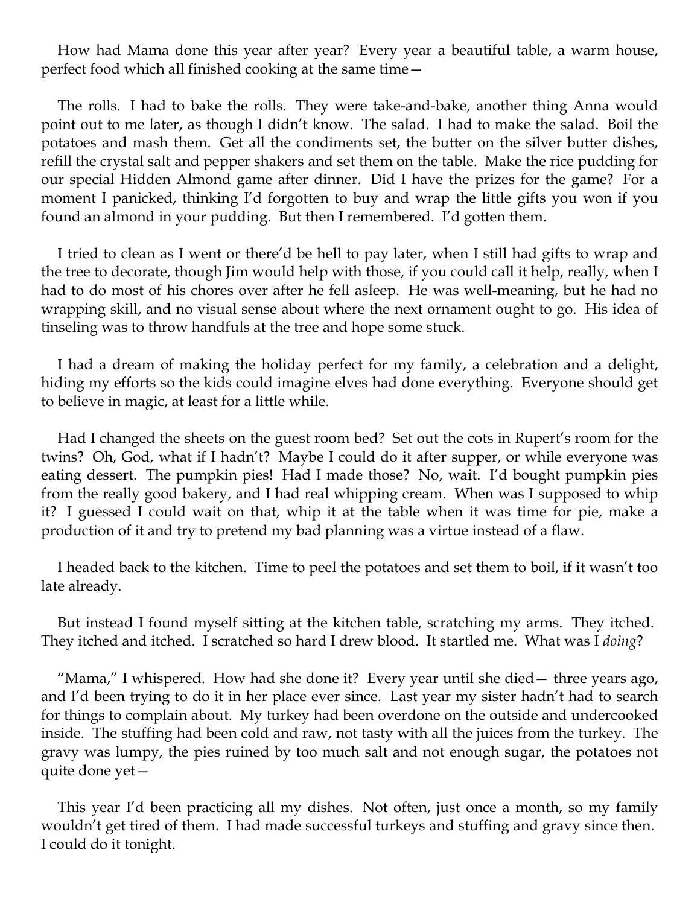How had Mama done this year after year? Every year a beautiful table, a warm house, perfect food which all finished cooking at the same time—

The rolls. I had to bake the rolls. They were take-and-bake, another thing Anna would point out to me later, as though I didn't know. The salad. I had to make the salad. Boil the potatoes and mash them. Get all the condiments set, the butter on the silver butter dishes, refill the crystal salt and pepper shakers and set them on the table. Make the rice pudding for our special Hidden Almond game after dinner. Did I have the prizes for the game? For a moment I panicked, thinking I'd forgotten to buy and wrap the little gifts you won if you found an almond in your pudding. But then I remembered. I'd gotten them.

I tried to clean as I went or there'd be hell to pay later, when I still had gifts to wrap and the tree to decorate, though Jim would help with those, if you could call it help, really, when I had to do most of his chores over after he fell asleep. He was well-meaning, but he had no wrapping skill, and no visual sense about where the next ornament ought to go. His idea of tinseling was to throw handfuls at the tree and hope some stuck.

I had a dream of making the holiday perfect for my family, a celebration and a delight, hiding my efforts so the kids could imagine elves had done everything. Everyone should get to believe in magic, at least for a little while.

Had I changed the sheets on the guest room bed? Set out the cots in Rupert's room for the twins? Oh, God, what if I hadn't? Maybe I could do it after supper, or while everyone was eating dessert. The pumpkin pies! Had I made those? No, wait. I'd bought pumpkin pies from the really good bakery, and I had real whipping cream. When was I supposed to whip it? I guessed I could wait on that, whip it at the table when it was time for pie, make a production of it and try to pretend my bad planning was a virtue instead of a flaw.

I headed back to the kitchen. Time to peel the potatoes and set them to boil, if it wasn't too late already.

But instead I found myself sitting at the kitchen table, scratching my arms. They itched. They itched and itched. I scratched so hard I drew blood. It startled me. What was I *doing*?

"Mama," I whispered. How had she done it? Every year until she died— three years ago, and I'd been trying to do it in her place ever since. Last year my sister hadn't had to search for things to complain about. My turkey had been overdone on the outside and undercooked inside. The stuffing had been cold and raw, not tasty with all the juices from the turkey. The gravy was lumpy, the pies ruined by too much salt and not enough sugar, the potatoes not quite done yet—

This year I'd been practicing all my dishes. Not often, just once a month, so my family wouldn't get tired of them. I had made successful turkeys and stuffing and gravy since then. I could do it tonight.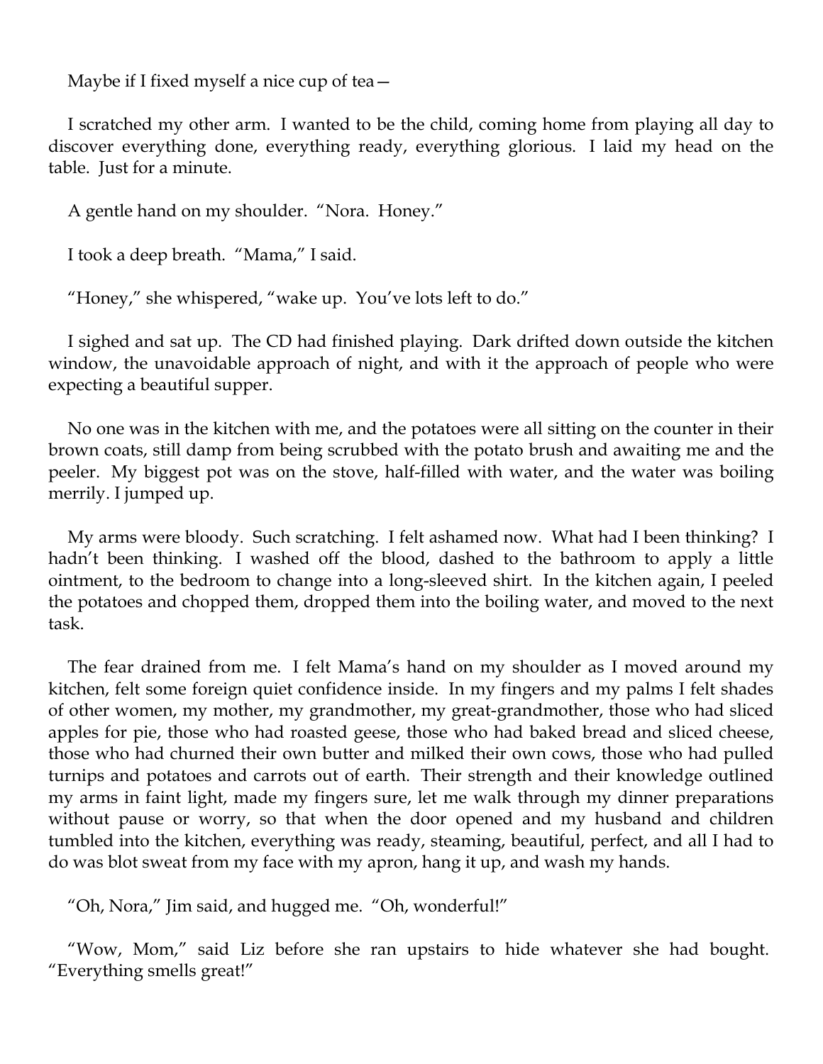Maybe if I fixed myself a nice cup of tea—

I scratched my other arm. I wanted to be the child, coming home from playing all day to discover everything done, everything ready, everything glorious. I laid my head on the table. Just for a minute.

A gentle hand on my shoulder. "Nora. Honey."

I took a deep breath. "Mama," I said.

"Honey," she whispered, "wake up. You've lots left to do."

I sighed and sat up. The CD had finished playing. Dark drifted down outside the kitchen window, the unavoidable approach of night, and with it the approach of people who were expecting a beautiful supper.

No one was in the kitchen with me, and the potatoes were all sitting on the counter in their brown coats, still damp from being scrubbed with the potato brush and awaiting me and the peeler. My biggest pot was on the stove, half-filled with water, and the water was boiling merrily. I jumped up.

My arms were bloody. Such scratching. I felt ashamed now. What had I been thinking? I hadn't been thinking. I washed off the blood, dashed to the bathroom to apply a little ointment, to the bedroom to change into a long-sleeved shirt. In the kitchen again, I peeled the potatoes and chopped them, dropped them into the boiling water, and moved to the next task.

The fear drained from me. I felt Mama's hand on my shoulder as I moved around my kitchen, felt some foreign quiet confidence inside. In my fingers and my palms I felt shades of other women, my mother, my grandmother, my great-grandmother, those who had sliced apples for pie, those who had roasted geese, those who had baked bread and sliced cheese, those who had churned their own butter and milked their own cows, those who had pulled turnips and potatoes and carrots out of earth. Their strength and their knowledge outlined my arms in faint light, made my fingers sure, let me walk through my dinner preparations without pause or worry, so that when the door opened and my husband and children tumbled into the kitchen, everything was ready, steaming, beautiful, perfect, and all I had to do was blot sweat from my face with my apron, hang it up, and wash my hands.

"Oh, Nora," Jim said, and hugged me. "Oh, wonderful!"

"Wow, Mom," said Liz before she ran upstairs to hide whatever she had bought. "Everything smells great!"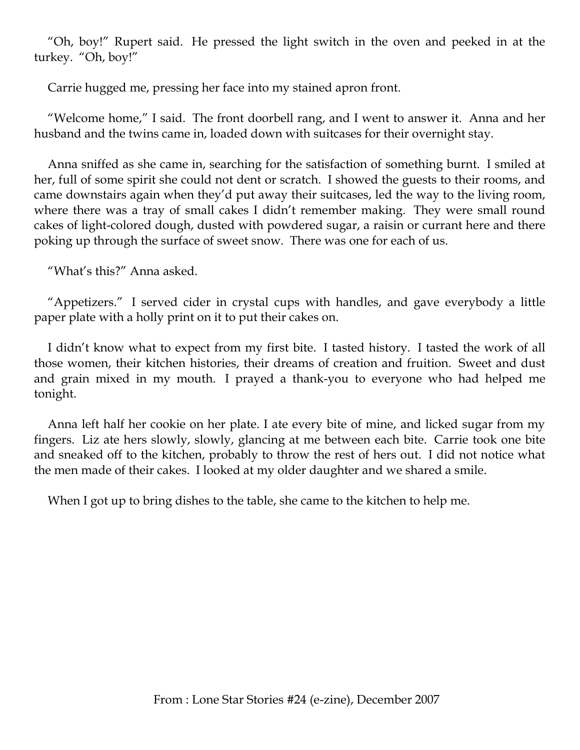"Oh, boy!" Rupert said. He pressed the light switch in the oven and peeked in at the turkey. "Oh, boy!"

Carrie hugged me, pressing her face into my stained apron front.

"Welcome home," I said. The front doorbell rang, and I went to answer it. Anna and her husband and the twins came in, loaded down with suitcases for their overnight stay.

Anna sniffed as she came in, searching for the satisfaction of something burnt. I smiled at her, full of some spirit she could not dent or scratch. I showed the guests to their rooms, and came downstairs again when they'd put away their suitcases, led the way to the living room, where there was a tray of small cakes I didn't remember making. They were small round cakes of light-colored dough, dusted with powdered sugar, a raisin or currant here and there poking up through the surface of sweet snow. There was one for each of us.

"What's this?" Anna asked.

"Appetizers." I served cider in crystal cups with handles, and gave everybody a little paper plate with a holly print on it to put their cakes on.

I didn't know what to expect from my first bite. I tasted history. I tasted the work of all those women, their kitchen histories, their dreams of creation and fruition. Sweet and dust and grain mixed in my mouth. I prayed a thank-you to everyone who had helped me tonight.

Anna left half her cookie on her plate. I ate every bite of mine, and licked sugar from my fingers. Liz ate hers slowly, slowly, glancing at me between each bite. Carrie took one bite and sneaked off to the kitchen, probably to throw the rest of hers out. I did not notice what the men made of their cakes. I looked at my older daughter and we shared a smile.

When I got up to bring dishes to the table, she came to the kitchen to help me.

From : Lone Star Stories #24 (e-zine), December 2007